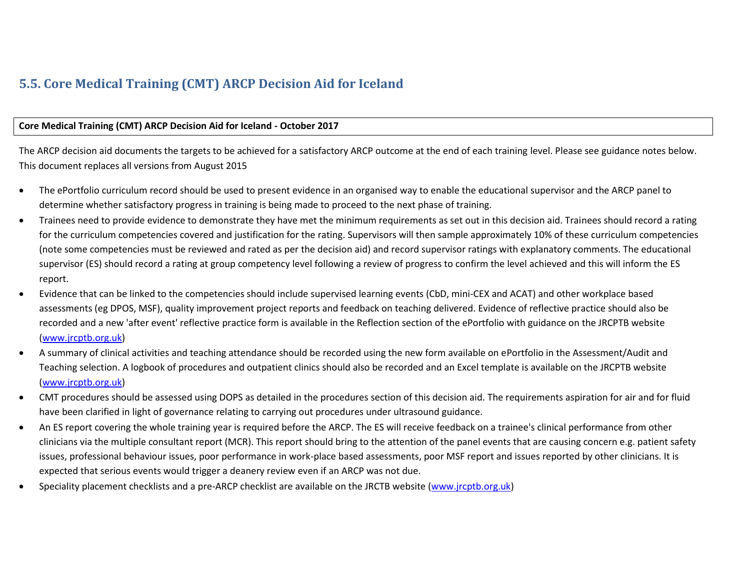## 5.5. Core Medical Training (CMT) ARCP Decision Aid for Iceland

| **Core Medical Training (CMT) ARCP Decision Aid for Iceland - October 2017** |
| --- |

The ARCP decision aid documents the targets to be achieved for a satisfactory ARCP outcome at the end of each training level. Please see guidance notes below. This document replaces all versions from August 2015

- The ePortfolio curriculum record should be used to present evidence in an organised way to enable the educational supervisor and the ARCP panel to determine whether satisfactory progress in training is being made to proceed to the next phase of training.
- Trainees need to provide evidence to demonstrate they have met the minimum requirements as set out in this decision aid. Trainees should record a rating for the curriculum competencies covered and justification for the rating. Supervisors will then sample approximately 10% of these curriculum competencies (note some competencies must be reviewed and rated as per the decision aid) and record supervisor ratings with explanatory comments. The educational supervisor (ES) should record a rating at group competency level following a review of progress to confirm the level achieved and this will inform the ES report.
- Evidence that can be linked to the competencies should include supervised learning events (CbD, mini-CEX and ACAT) and other workplace based assessments (eg DPOS, MSF), quality improvement project reports and feedback on teaching delivered. Evidence of reflective practice should also be recorded and a new 'after event' reflective practice form is available in the Reflection section of the ePortfolio with guidance on the JRCPTB website ([www.jrcptb.org.uk](www.jrcptb.org.uk))
- A summary of clinical activities and teaching attendance should be recorded using the new form available on ePortfolio in the Assessment/Audit and Teaching selection. A logbook of procedures and outpatient clinics should also be recorded and an Excel template is available on the JRCPTB website ([www.jrcptb.org.uk](www.jrcptb.org.uk))
- CMT procedures should be assessed using DOPS as detailed in the procedures section of this decision aid. The requirements aspiration for air and for fluid have been clarified in light of governance relating to carrying out procedures under ultrasound guidance.
- An ES report covering the whole training year is required before the ARCP. The ES will receive feedback on a trainee's clinical performance from other clinicians via the multiple consultant report (MCR). This report should bring to the attention of the panel events that are causing concern e.g. patient safety issues, professional behaviour issues, poor performance in work-place based assessments, poor MSF report and issues reported by other clinicians. It is expected that serious events would trigger a deanery review even if an ARCP was not due.
- Speciality placement checklists and a pre-ARCP checklist are available on the JRCTB website ([www.jrcptb.org.uk](www.jrcptb.org.uk))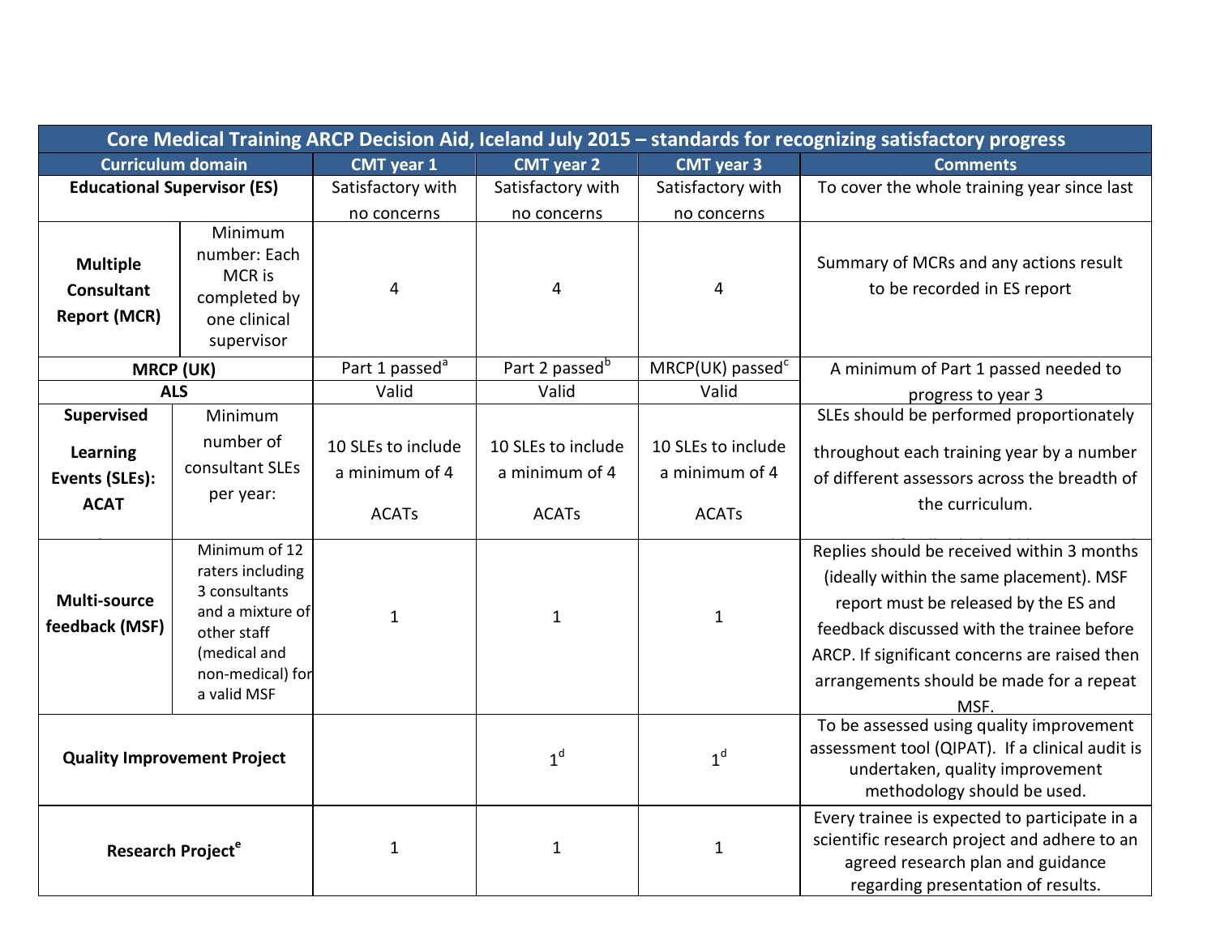| Core Medical Training ARCP Decision Aid, Iceland July 2015 – standards for recognizing satisfactory progress | | | | | |
|---|---|---|---|---|---|
| **Curriculum domain** | | **CMT year 1** | **CMT year 2** | **CMT year 3** | **Comments** |
| **Educational Supervisor (ES)** | | Satisfactory with no concerns | Satisfactory with no concerns | Satisfactory with no concerns | To cover the whole training year since last |
| **Multiple Consultant Report (MCR)** | Minimum number: Each MCR is completed by one clinical supervisor | 4 | 4 | 4 | Summary of MCRs and any actions result to be recorded in ES report |
| **MRCP (UK)** | | Part 1 passed[a] | Part 2 passed[b] | MRCP(UK) passed[c] | A minimum of Part 1 passed needed to progress to year 3 |
| **ALS** | | Valid | Valid | Valid | |
| **Supervised Learning Events (SLEs): ACAT** | Minimum number of consultant SLEs per year: | 10 SLEs to include a minimum of 4 ACATs | 10 SLEs to include a minimum of 4 ACATs | 10 SLEs to include a minimum of 4 ACATs | SLEs should be performed proportionately throughout each training year by a number of different assessors across the breadth of the curriculum. |
| **Multi-source feedback (MSF)** | Minimum of 12 raters including 3 consultants and a mixture of other staff (medical and non-medical) for a valid MSF | 1 | 1 | 1 | Replies should be received within 3 months (ideally within the same placement). MSF report must be released by the ES and feedback discussed with the trainee before ARCP. If significant concerns are raised then arrangements should be made for a repeat MSF. |
| **Quality Improvement Project** | | | 1[d] | 1[d] | To be assessed using quality improvement assessment tool (QIPAT). If a clinical audit is undertaken, quality improvement methodology should be used. |
| **Research Project[e]** | | 1 | 1 | 1 | Every trainee is expected to participate in a scientific research project and adhere to an agreed research plan and guidance regarding presentation of results. |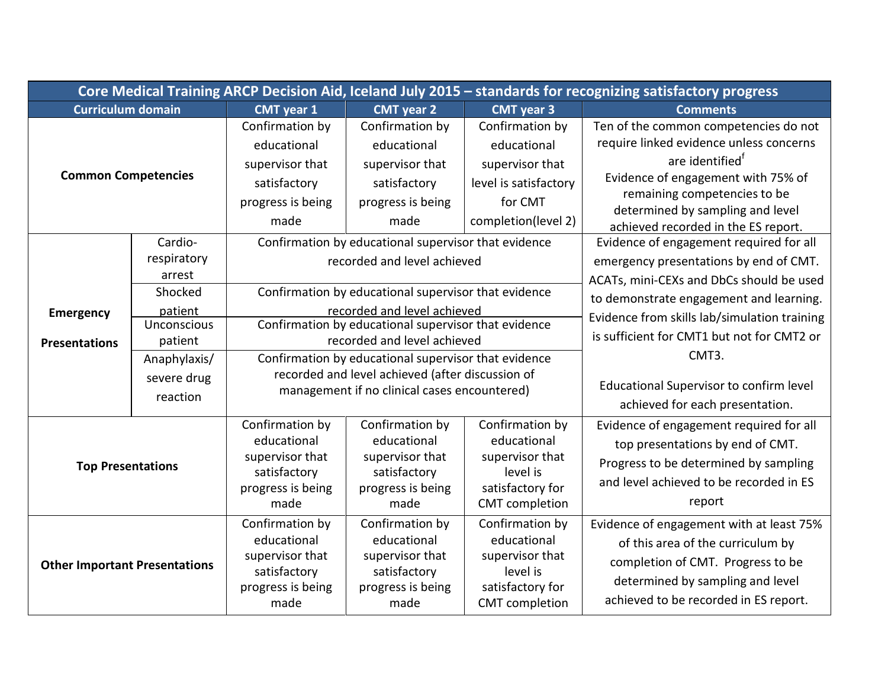| Core Medical Training ARCP Decision Aid, Iceland July 2015 – standards for recognizing satisfactory progress | | | | | |
|---|---|---|---|---|---|
| **Curriculum domain** | | **CMT year 1** | **CMT year 2** | **CMT year 3** | **Comments** |
| **Common Competencies** | | Confirmation by educational supervisor that satisfactory progress is being made | Confirmation by educational supervisor that satisfactory progress is being made | Confirmation by educational supervisor that level is satisfactory for CMT completion(level 2) | Ten of the common competencies do not require linked evidence unless concerns are identified[f] Evidence of engagement with 75% of remaining competencies to be determined by sampling and level achieved recorded in the ES report. |
| **Emergency Presentations** | Cardio-respiratory arrest | Confirmation by educational supervisor that evidence recorded and level achieved | | | Evidence of engagement required for all emergency presentations by end of CMT. ACATs, mini-CEXs and DbCs should be used to demonstrate engagement and learning. Evidence from skills lab/simulation training is sufficient for CMT1 but not for CMT2 or CMT3. Educational Supervisor to confirm level achieved for each presentation. |
| | Shocked patient | Confirmation by educational supervisor that evidence recorded and level achieved | | | |
| | Unconscious patient | Confirmation by educational supervisor that evidence recorded and level achieved | | | |
| | Anaphylaxis/ severe drug reaction | Confirmation by educational supervisor that evidence recorded and level achieved (after discussion of management if no clinical cases encountered) | | | |
| **Top Presentations** | | Confirmation by educational supervisor that satisfactory progress is being made | Confirmation by educational supervisor that satisfactory progress is being made | Confirmation by educational supervisor that level is satisfactory for CMT completion | Evidence of engagement required for all top presentations by end of CMT. Progress to be determined by sampling and level achieved to be recorded in ES report |
| **Other Important Presentations** | | Confirmation by educational supervisor that satisfactory progress is being made | Confirmation by educational supervisor that satisfactory progress is being made | Confirmation by educational supervisor that level is satisfactory for CMT completion | Evidence of engagement with at least 75% of this area of the curriculum by completion of CMT. Progress to be determined by sampling and level achieved to be recorded in ES report. |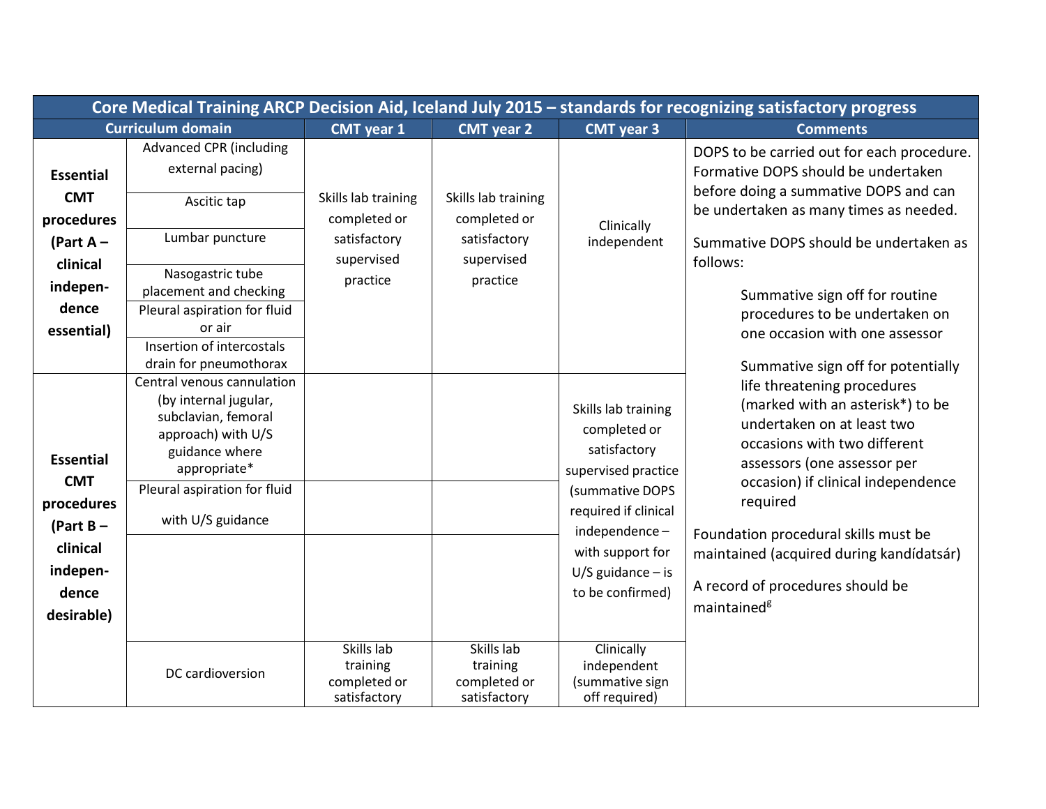| Core Medical Training ARCP Decision Aid, Iceland July 2015 – standards for recognizing satisfactory progress | | | | | |
|---|---|---|---|---|---|
| **Curriculum domain** | | **CMT year 1** | **CMT year 2** | **CMT year 3** | **Comments** |
| **Essential CMT procedures (Part A – clinical independence essential)** | Advanced CPR (including external pacing) | Skills lab training completed or satisfactory supervised practice | Skills lab training completed or satisfactory supervised practice | Clinically independent | DOPS to be carried out for each procedure. Formative DOPS should be undertaken before doing a summative DOPS and can be undertaken as many times as needed.<br><br>Summative DOPS should be undertaken as follows:<br><br>Summative sign off for routine procedures to be undertaken on one occasion with one assessor<br><br>Summative sign off for potentially life threatening procedures (marked with an asterisk*) to be undertaken on at least two occasions with two different assessors (one assessor per occasion) if clinical independence required<br><br>Foundation procedural skills must be maintained (acquired during kandídatsár)<br><br>A record of procedures should be maintained[g] |
| | Ascitic tap | | | | |
| | Lumbar puncture | | | | |
| | Nasogastric tube placement and checking | | | | |
| | Pleural aspiration for fluid or air | | | | |
| | Insertion of intercostals drain for pneumothorax | | | | |
| **Essential CMT procedures (Part B – clinical independence desirable)** | Central venous cannulation (by internal jugular, subclavian, femoral approach) with U/S guidance where appropriate* | | | Skills lab training completed or satisfactory supervised practice (summative DOPS required if clinical independence – with support for U/S guidance – is to be confirmed) | |
| | Pleural aspiration for fluid with U/S guidance | | | | |
| | | | | | |
| | DC cardioversion | Skills lab training completed or satisfactory | Skills lab training completed or satisfactory | Clinically independent (summative sign off required) | |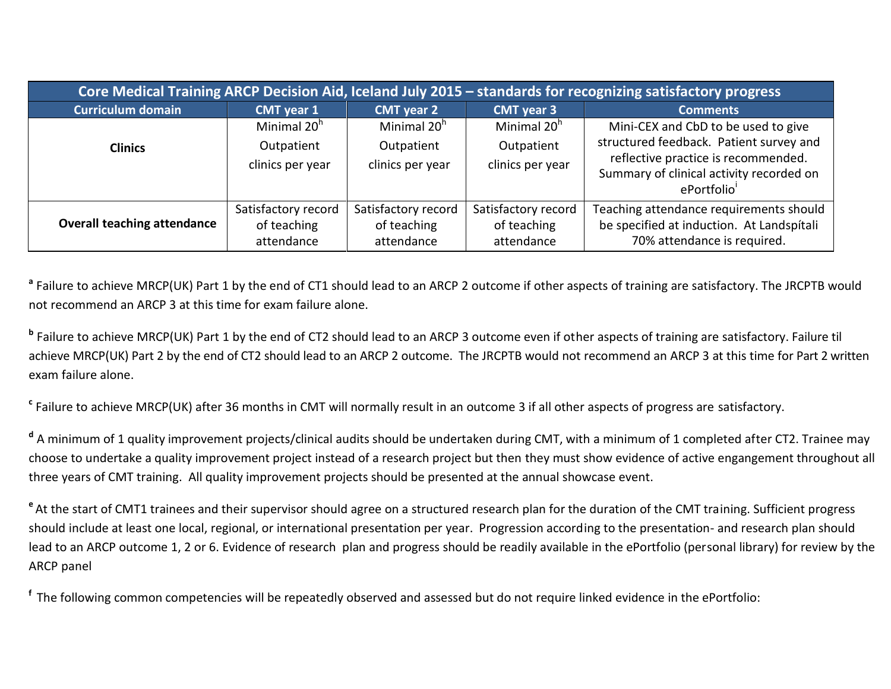| Core Medical Training ARCP Decision Aid, Iceland July 2015 – standards for recognizing satisfactory progress | | | | |
|---|---|---|---|---|
| **Curriculum domain** | **CMT year 1** | **CMT year 2** | **CMT year 3** | **Comments** |
| **Clinics** | Minimal 20[h] Outpatient clinics per year | Minimal 20[h] Outpatient clinics per year | Minimal 20[h] Outpatient clinics per year | Mini-CEX and CbD to be used to give structured feedback. Patient survey and reflective practice is recommended. Summary of clinical activity recorded on ePortfolio[i] |
| **Overall teaching attendance** | Satisfactory record of teaching attendance | Satisfactory record of teaching attendance | Satisfactory record of teaching attendance | Teaching attendance requirements should be specified at induction. At Landspítali 70% attendance is required. |

[a] Failure to achieve MRCP(UK) Part 1 by the end of CT1 should lead to an ARCP 2 outcome if other aspects of training are satisfactory. The JRCPTB would not recommend an ARCP 3 at this time for exam failure alone.

[b] Failure to achieve MRCP(UK) Part 1 by the end of CT2 should lead to an ARCP 3 outcome even if other aspects of training are satisfactory. Failure til achieve MRCP(UK) Part 2 by the end of CT2 should lead to an ARCP 2 outcome. The JRCPTB would not recommend an ARCP 3 at this time for Part 2 written exam failure alone.

[c] Failure to achieve MRCP(UK) after 36 months in CMT will normally result in an outcome 3 if all other aspects of progress are satisfactory.

[d] A minimum of 1 quality improvement projects/clinical audits should be undertaken during CMT, with a minimum of 1 completed after CT2. Trainee may choose to undertake a quality improvement project instead of a research project but then they must show evidence of active engangement throughout all three years of CMT training. All quality improvement projects should be presented at the annual showcase event.

[e] At the start of CMT1 trainees and their supervisor should agree on a structured research plan for the duration of the CMT training. Sufficient progress should include at least one local, regional, or international presentation per year. Progression according to the presentation- and research plan should lead to an ARCP outcome 1, 2 or 6. Evidence of research plan and progress should be readily available in the ePortfolio (personal library) for review by the ARCP panel

[f] The following common competencies will be repeatedly observed and assessed but do not require linked evidence in the ePortfolio: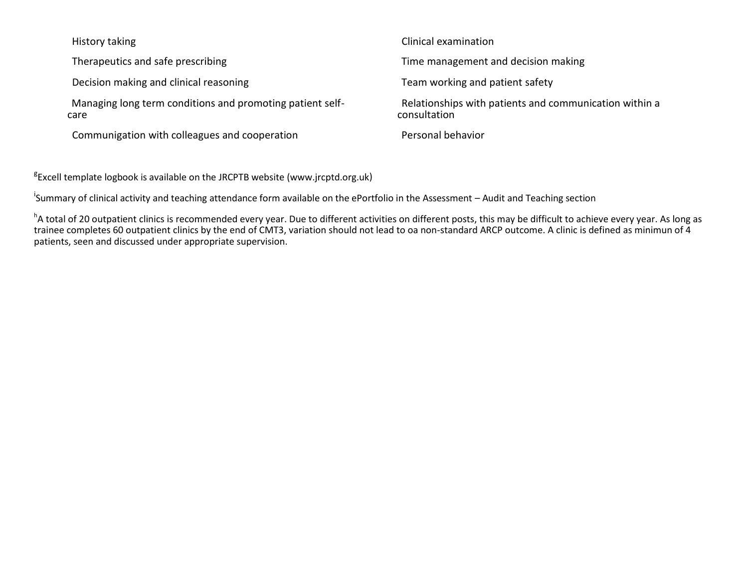| | |
|---|---|
| History taking | Clinical examination |
| Therapeutics and safe prescribing | Time management and decision making |
| Decision making and clinical reasoning | Team working and patient safety |
| Managing long term conditions and promoting patient self-care | Relationships with patients and communication within a consultation |
| Communigation with colleagues and cooperation | Personal behavior |

[g]Excell template logbook is available on the JRCPTB website (www.jrcptd.org.uk)

[i]Summary of clinical activity and teaching attendance form available on the ePortfolio in the Assessment – Audit and Teaching section

[h]A total of 20 outpatient clinics is recommended every year. Due to different activities on different posts, this may be difficult to achieve every year. As long as trainee completes 60 outpatient clinics by the end of CMT3, variation should not lead to oa non-standard ARCP outcome. A clinic is defined as minimun of 4 patients, seen and discussed under appropriate supervision.